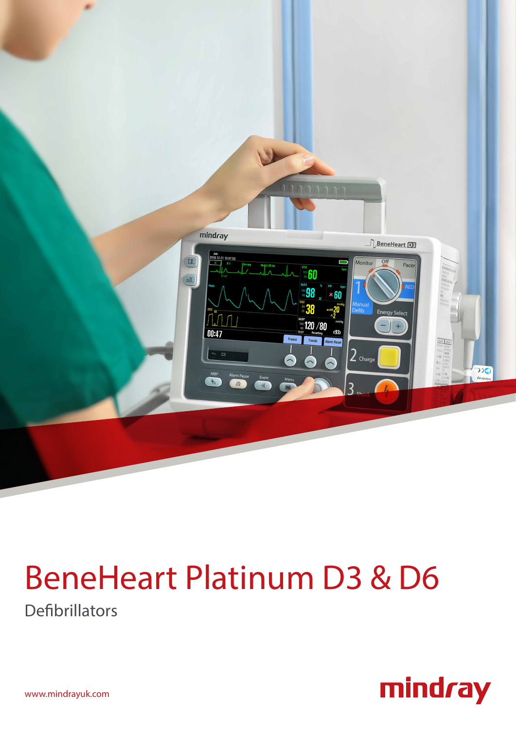# BeneHeart Platinum D3 & D6

## Defibrillators

www.mindrayuk.com

mindray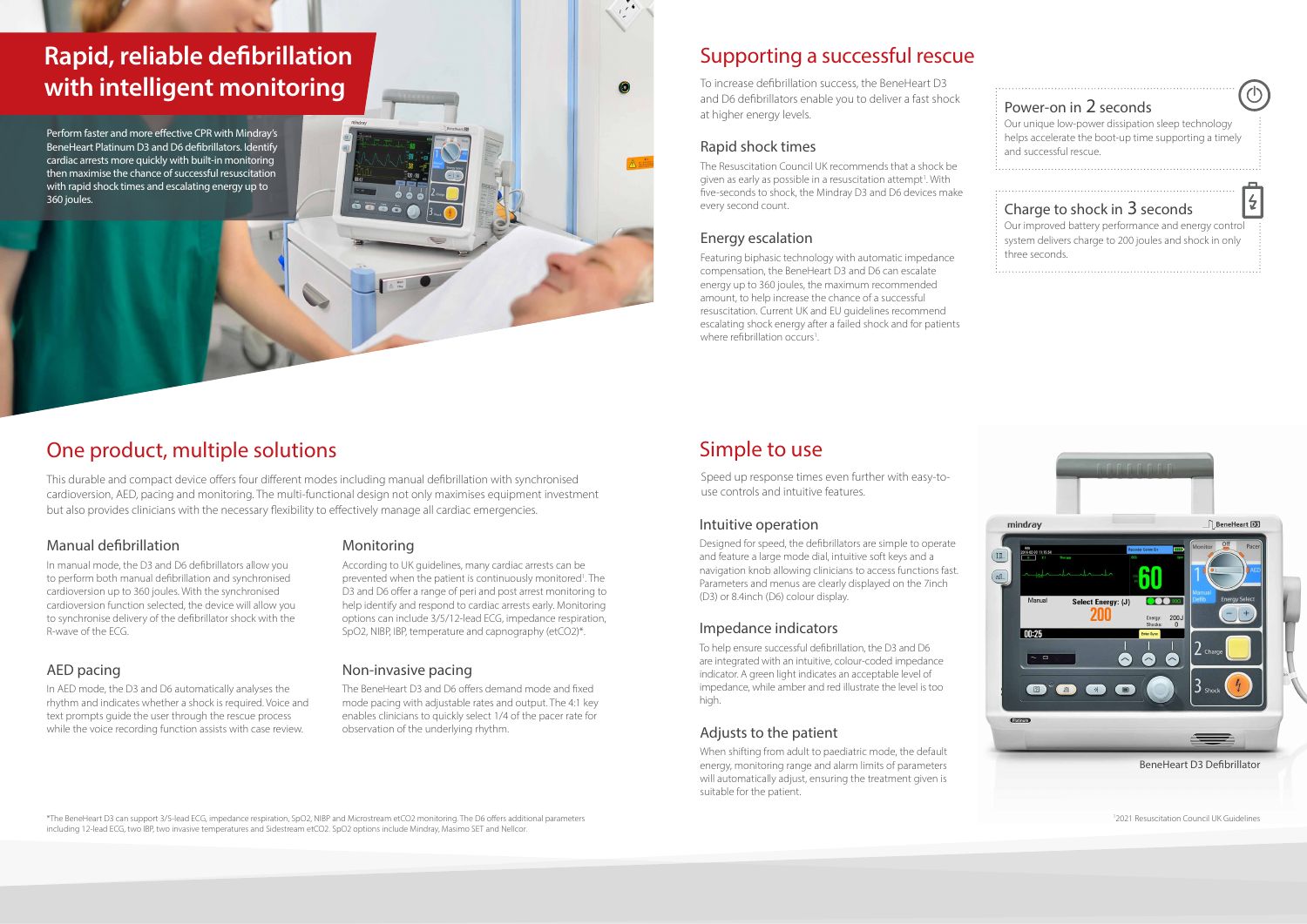# Rapid, reliable defibrillation with intelligent monitoring

Perform faster and more effective CPR with Mindray's BeneHeart Platinum D3 and D6 defibrillators. Identify cardiac arrests more quickly with built-in monitoring then maximise the chance of successful resuscitation with rapid shock times and escalating energy up to 360 joules.

## Supporting a successful rescue

To increase defibrillation success, the BeneHeart D3 and D6 defibrillators enable you to deliver a fast shock at higher energy levels.

### Rapid shock times

The Resuscitation Council UK recommends that a shock be given as early as possible in a resuscitation attempt[1]. With five-seconds to shock, the Mindray D3 and D6 devices make every second count.

### Energy escalation

Featuring biphasic technology with automatic impedance compensation, the BeneHeart D3 and D6 can escalate energy up to 360 joules, the maximum recommended amount, to help increase the chance of a successful resuscitation. Current UK and EU guidelines recommend escalating shock energy after a failed shock and for patients where refibrillation occurs[1].

### Power-on in 2 seconds

Our unique low-power dissipation sleep technology helps accelerate the boot-up time supporting a timely and successful rescue.

### Charge to shock in 3 seconds

Our improved battery performance and energy control system delivers charge to 200 joules and shock in only three seconds.

## One product, multiple solutions

This durable and compact device offers four different modes including manual defibrillation with synchronised cardioversion, AED, pacing and monitoring. The multi-functional design not only maximises equipment investment but also provides clinicians with the necessary flexibility to effectively manage all cardiac emergencies.

### Manual defibrillation

In manual mode, the D3 and D6 defibrillators allow you to perform both manual defibrillation and synchronised cardioversion up to 360 joules. With the synchronised cardioversion function selected, the device will allow you to synchronise delivery of the defibrillator shock with the R-wave of the ECG.

### AED pacing

In AED mode, the D3 and D6 automatically analyses the rhythm and indicates whether a shock is required. Voice and text prompts guide the user through the rescue process while the voice recording function assists with case review.

### Monitoring

According to UK guidelines, many cardiac arrests can be prevented when the patient is continuously monitored[1]. The D3 and D6 offer a range of peri and post arrest monitoring to help identify and respond to cardiac arrests early. Monitoring options can include 3/5/12-lead ECG, impedance respiration, SpO2, NIBP, IBP, temperature and capnography (etCO2)*.

### Non-invasive pacing

The BeneHeart D3 and D6 offers demand mode and fixed mode pacing with adjustable rates and output. The 4:1 key enables clinicians to quickly select 1/4 of the pacer rate for observation of the underlying rhythm.

## Simple to use

Speed up response times even further with easy-to-use controls and intuitive features.

### Intuitive operation

Designed for speed, the defibrillators are simple to operate and feature a large mode dial, intuitive soft keys and a navigation knob allowing clinicians to access functions fast. Parameters and menus are clearly displayed on the 7inch (D3) or 8.4inch (D6) colour display.

### Impedance indicators

To help ensure successful defibrillation, the D3 and D6 are integrated with an intuitive, colour-coded impedance indicator. A green light indicates an acceptable level of impedance, while amber and red illustrate the level is too high.

### Adjusts to the patient

When shifting from adult to paediatric mode, the default energy, monitoring range and alarm limits of parameters will automatically adjust, ensuring the treatment given is suitable for the patient.

BeneHeart D3 Defibrillator

*The BeneHeart D3 can support 3/5-lead ECG, impedance respiration, SpO2, NIBP and Microstream etCO2 monitoring. The D6 offers additional parameters including 12-lead ECG, two IBP, two invasive temperatures and Sidestream etCO2. SpO2 options include Mindray, Masimo SET and Nellcor.

[1] 2021 Resuscitation Council UK Guidelines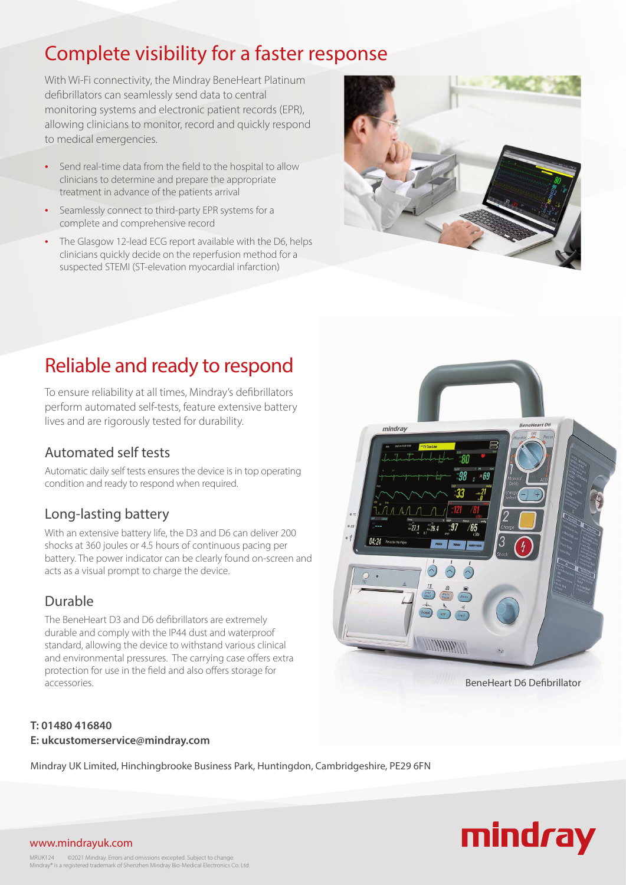# Complete visibility for a faster response

With Wi-Fi connectivity, the Mindray BeneHeart Platinum defibrillators can seamlessly send data to central monitoring systems and electronic patient records (EPR), allowing clinicians to monitor, record and quickly respond to medical emergencies.

- Send real-time data from the field to the hospital to allow clinicians to determine and prepare the appropriate treatment in advance of the patients arrival
- Seamlessly connect to third-party EPR systems for a complete and comprehensive record
- The Glasgow 12-lead ECG report available with the D6, helps clinicians quickly decide on the reperfusion method for a suspected STEMI (ST-elevation myocardial infarction)

# Reliable and ready to respond

To ensure reliability at all times, Mindray's defibrillators perform automated self-tests, feature extensive battery lives and are rigorously tested for durability.

## Automated self tests

Automatic daily self tests ensures the device is in top operating condition and ready to respond when required.

## Long-lasting battery

With an extensive battery life, the D3 and D6 can deliver 200 shocks at 360 joules or 4.5 hours of continuous pacing per battery. The power indicator can be clearly found on-screen and acts as a visual prompt to charge the device.

## Durable

The BeneHeart D3 and D6 defibrillators are extremely durable and comply with the IP44 dust and waterproof standard, allowing the device to withstand various clinical and environmental pressures. The carrying case offers extra protection for use in the field and also offers storage for accessories.

BeneHeart D6 Defibrillator

**T: 01480 416840**
**E: ukcustomerservice@mindray.com**

Mindray UK Limited, Hinchingbrooke Business Park, Huntingdon, Cambridgeshire, PE29 6FN

www.mindrayuk.com

MRUK124 ©2021 Mindray. Errors and omissions excepted. Subject to change.
Mindray® is a registered trademark of Shenzhen Mindray Bio-Medical Electronics Co. Ltd.

mindray